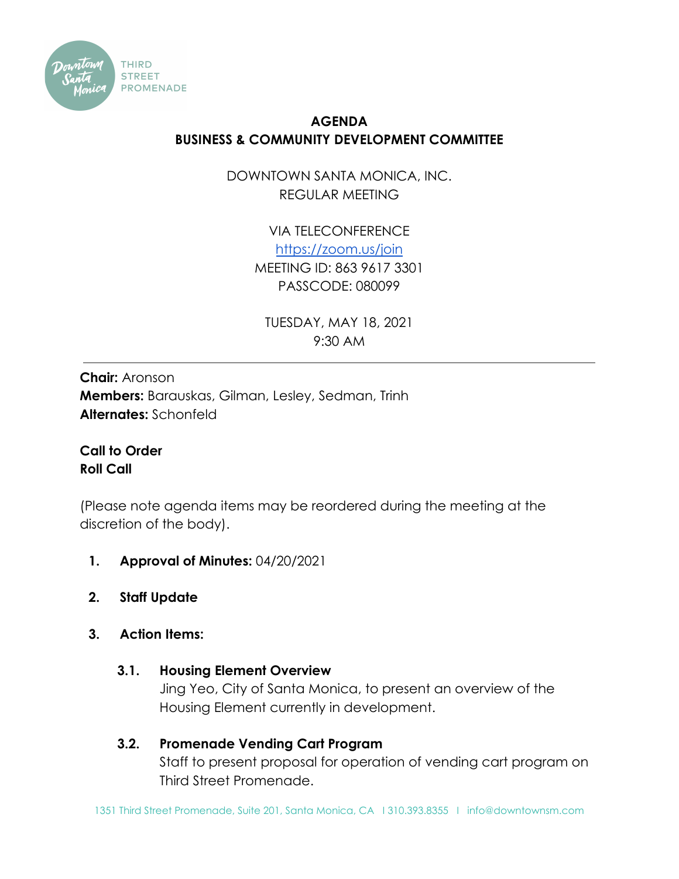# AGENDA
## BUSINESS & COMMUNITY DEVELOPMENT COMMITTEE

DOWNTOWN SANTA MONICA, INC.
REGULAR MEETING

VIA TELECONFERENCE
https://zoom.us/join
MEETING ID: 863 9617 3301
PASSCODE: 080099

TUESDAY, MAY 18, 2021
9:30 AM

---

**Chair:** Aronson
**Members:** Barauskas, Gilman, Lesley, Sedman, Trinh
**Alternates:** Schonfeld

**Call to Order**
**Roll Call**

(Please note agenda items may be reordered during the meeting at the discretion of the body).

1. **Approval of Minutes:** 04/20/2021

2. **Staff Update**

3. **Action Items:**

   **3.1. Housing Element Overview**
   Jing Yeo, City of Santa Monica, to present an overview of the Housing Element currently in development.

   **3.2. Promenade Vending Cart Program**
   Staff to present proposal for operation of vending cart program on Third Street Promenade.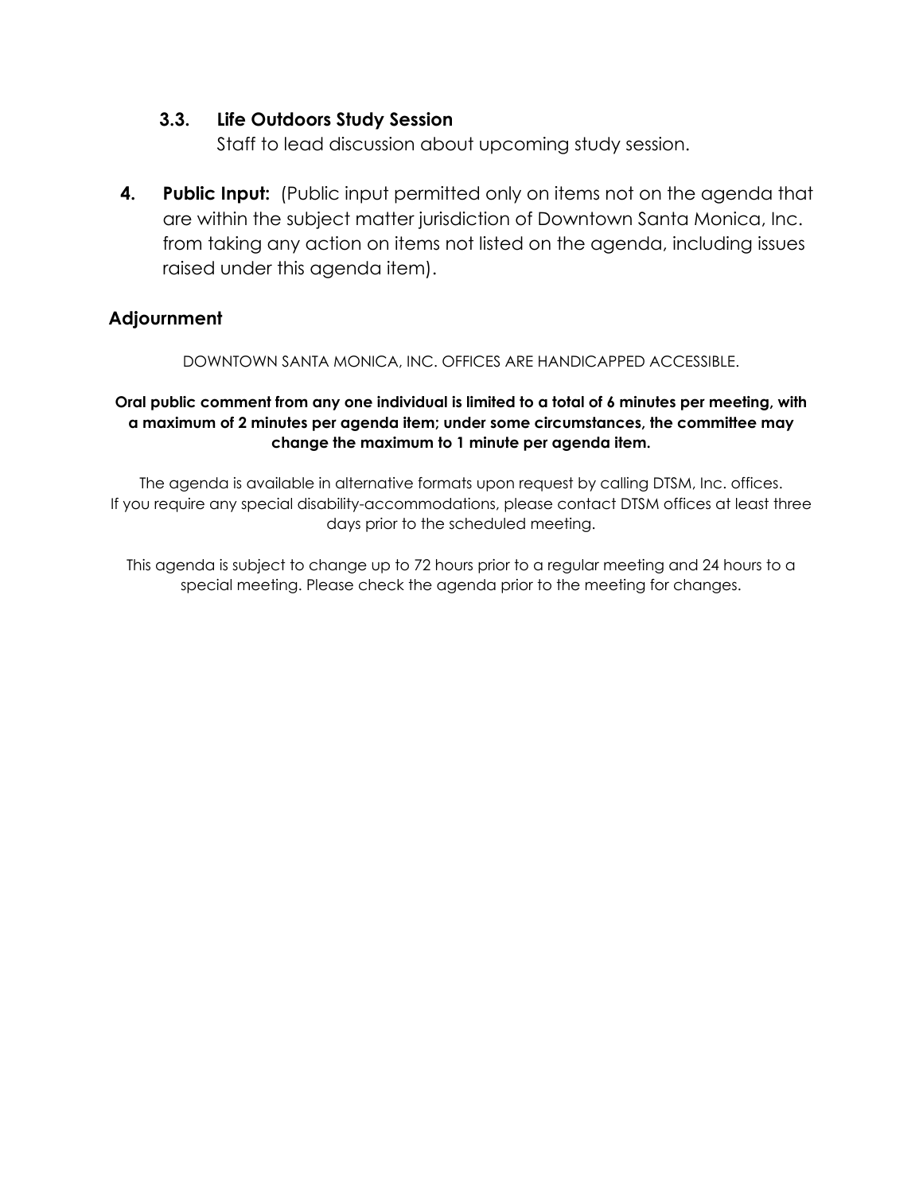**3.3. Life Outdoors Study Session**

Staff to lead discussion about upcoming study session.

**4. Public Input:** (Public input permitted only on items not on the agenda that are within the subject matter jurisdiction of Downtown Santa Monica, Inc. from taking any action on items not listed on the agenda, including issues raised under this agenda item).

## Adjournment

DOWNTOWN SANTA MONICA, INC. OFFICES ARE HANDICAPPED ACCESSIBLE.

**Oral public comment from any one individual is limited to a total of 6 minutes per meeting, with a maximum of 2 minutes per agenda item; under some circumstances, the committee may change the maximum to 1 minute per agenda item.**

The agenda is available in alternative formats upon request by calling DTSM, Inc. offices. If you require any special disability-accommodations, please contact DTSM offices at least three days prior to the scheduled meeting.

This agenda is subject to change up to 72 hours prior to a regular meeting and 24 hours to a special meeting. Please check the agenda prior to the meeting for changes.